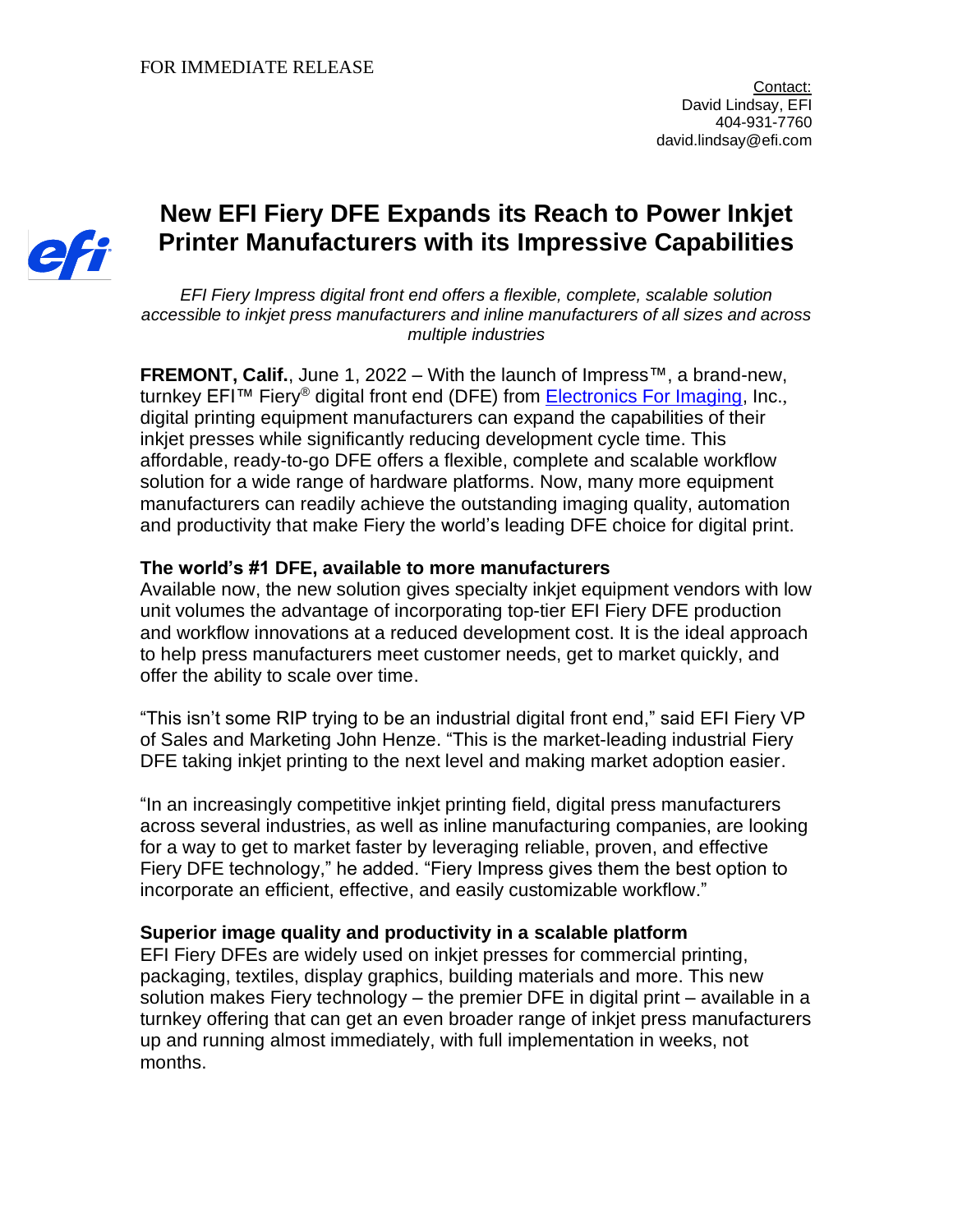FOR IMMEDIATE RELEASE

Contact:
David Lindsay, EFI
404-931-7760
david.lindsay@efi.com

# New EFI Fiery DFE Expands its Reach to Power Inkjet Printer Manufacturers with its Impressive Capabilities

*EFI Fiery Impress digital front end offers a flexible, complete, scalable solution accessible to inkjet press manufacturers and inline manufacturers of all sizes and across multiple industries*

**FREMONT, Calif.**, June 1, 2022 – With the launch of Impress™, a brand-new, turnkey EFI™ Fiery® digital front end (DFE) from Electronics For Imaging, Inc., digital printing equipment manufacturers can expand the capabilities of their inkjet presses while significantly reducing development cycle time. This affordable, ready-to-go DFE offers a flexible, complete and scalable workflow solution for a wide range of hardware platforms. Now, many more equipment manufacturers can readily achieve the outstanding imaging quality, automation and productivity that make Fiery the world's leading DFE choice for digital print.

**The world's #1 DFE, available to more manufacturers**

Available now, the new solution gives specialty inkjet equipment vendors with low unit volumes the advantage of incorporating top-tier EFI Fiery DFE production and workflow innovations at a reduced development cost. It is the ideal approach to help press manufacturers meet customer needs, get to market quickly, and offer the ability to scale over time.

"This isn't some RIP trying to be an industrial digital front end," said EFI Fiery VP of Sales and Marketing John Henze. "This is the market-leading industrial Fiery DFE taking inkjet printing to the next level and making market adoption easier.

"In an increasingly competitive inkjet printing field, digital press manufacturers across several industries, as well as inline manufacturing companies, are looking for a way to get to market faster by leveraging reliable, proven, and effective Fiery DFE technology," he added. "Fiery Impress gives them the best option to incorporate an efficient, effective, and easily customizable workflow."

**Superior image quality and productivity in a scalable platform**

EFI Fiery DFEs are widely used on inkjet presses for commercial printing, packaging, textiles, display graphics, building materials and more. This new solution makes Fiery technology – the premier DFE in digital print – available in a turnkey offering that can get an even broader range of inkjet press manufacturers up and running almost immediately, with full implementation in weeks, not months.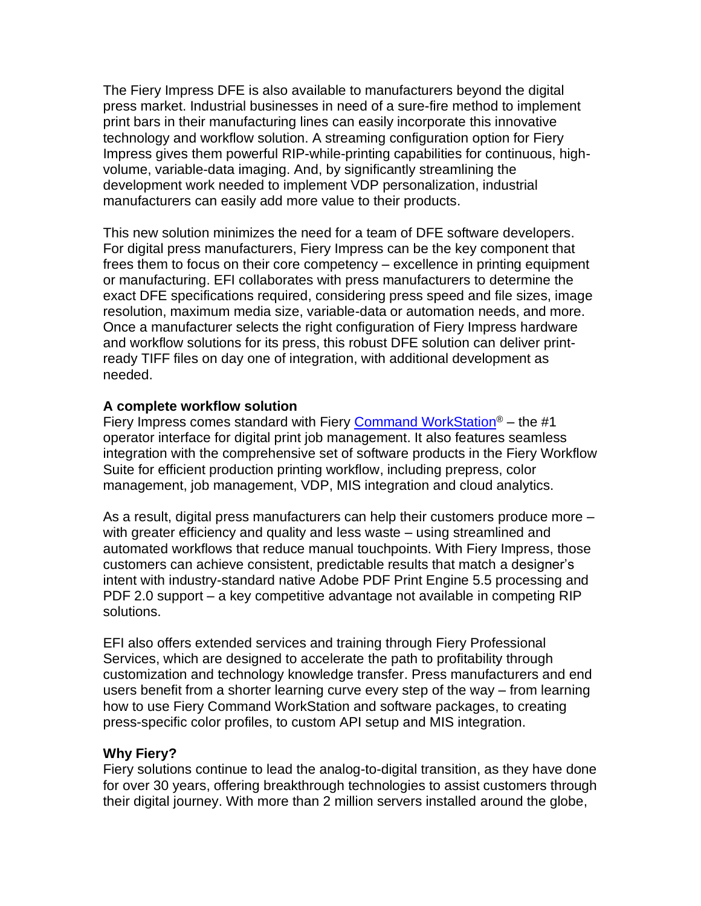The Fiery Impress DFE is also available to manufacturers beyond the digital press market. Industrial businesses in need of a sure-fire method to implement print bars in their manufacturing lines can easily incorporate this innovative technology and workflow solution. A streaming configuration option for Fiery Impress gives them powerful RIP-while-printing capabilities for continuous, high-volume, variable-data imaging. And, by significantly streamlining the development work needed to implement VDP personalization, industrial manufacturers can easily add more value to their products.

This new solution minimizes the need for a team of DFE software developers. For digital press manufacturers, Fiery Impress can be the key component that frees them to focus on their core competency – excellence in printing equipment or manufacturing. EFI collaborates with press manufacturers to determine the exact DFE specifications required, considering press speed and file sizes, image resolution, maximum media size, variable-data or automation needs, and more. Once a manufacturer selects the right configuration of Fiery Impress hardware and workflow solutions for its press, this robust DFE solution can deliver print-ready TIFF files on day one of integration, with additional development as needed.

**A complete workflow solution**
Fiery Impress comes standard with Fiery Command WorkStation® – the #1 operator interface for digital print job management. It also features seamless integration with the comprehensive set of software products in the Fiery Workflow Suite for efficient production printing workflow, including prepress, color management, job management, VDP, MIS integration and cloud analytics.

As a result, digital press manufacturers can help their customers produce more – with greater efficiency and quality and less waste – using streamlined and automated workflows that reduce manual touchpoints. With Fiery Impress, those customers can achieve consistent, predictable results that match a designer's intent with industry-standard native Adobe PDF Print Engine 5.5 processing and PDF 2.0 support – a key competitive advantage not available in competing RIP solutions.

EFI also offers extended services and training through Fiery Professional Services, which are designed to accelerate the path to profitability through customization and technology knowledge transfer. Press manufacturers and end users benefit from a shorter learning curve every step of the way – from learning how to use Fiery Command WorkStation and software packages, to creating press-specific color profiles, to custom API setup and MIS integration.

**Why Fiery?**
Fiery solutions continue to lead the analog-to-digital transition, as they have done for over 30 years, offering breakthrough technologies to assist customers through their digital journey. With more than 2 million servers installed around the globe,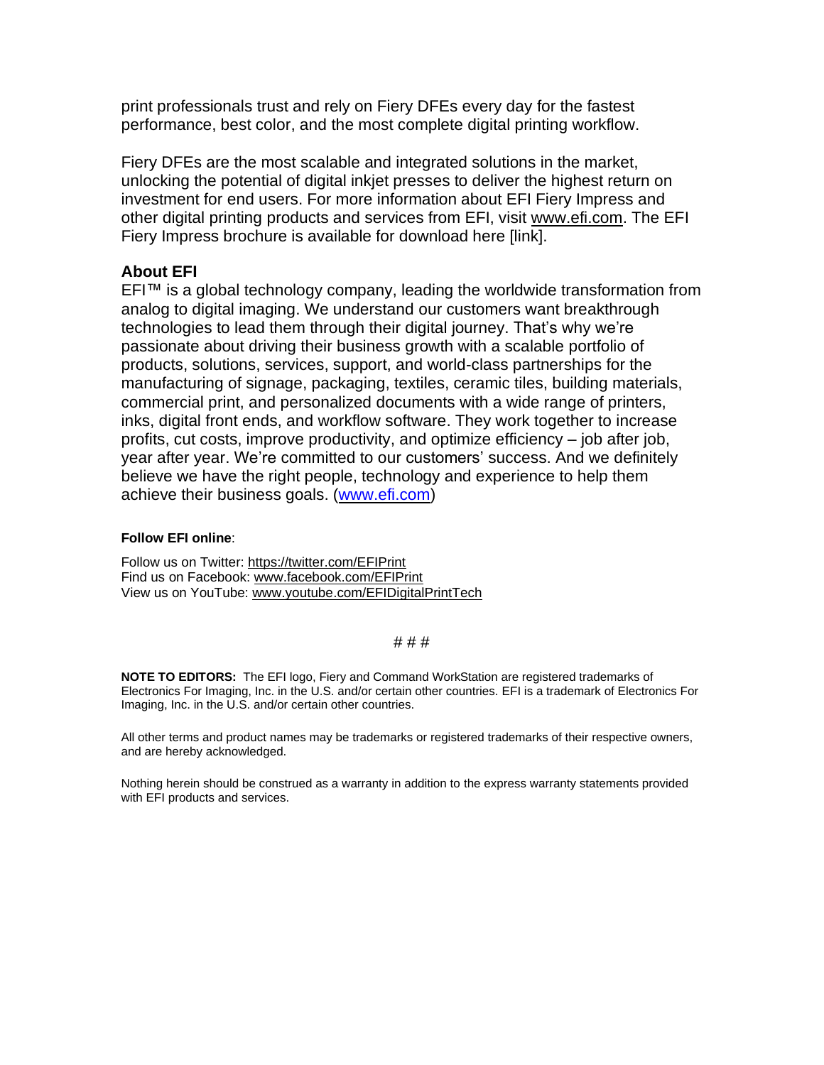print professionals trust and rely on Fiery DFEs every day for the fastest performance, best color, and the most complete digital printing workflow.

Fiery DFEs are the most scalable and integrated solutions in the market, unlocking the potential of digital inkjet presses to deliver the highest return on investment for end users. For more information about EFI Fiery Impress and other digital printing products and services from EFI, visit www.efi.com. The EFI Fiery Impress brochure is available for download here [link].

## About EFI

EFI™ is a global technology company, leading the worldwide transformation from analog to digital imaging. We understand our customers want breakthrough technologies to lead them through their digital journey. That's why we're passionate about driving their business growth with a scalable portfolio of products, solutions, services, support, and world-class partnerships for the manufacturing of signage, packaging, textiles, ceramic tiles, building materials, commercial print, and personalized documents with a wide range of printers, inks, digital front ends, and workflow software. They work together to increase profits, cut costs, improve productivity, and optimize efficiency – job after job, year after year. We're committed to our customers' success. And we definitely believe we have the right people, technology and experience to help them achieve their business goals. (www.efi.com)

**Follow EFI online**:

Follow us on Twitter: https://twitter.com/EFIPrint
Find us on Facebook: www.facebook.com/EFIPrint
View us on YouTube: www.youtube.com/EFIDigitalPrintTech

# # #

**NOTE TO EDITORS:** The EFI logo, Fiery and Command WorkStation are registered trademarks of Electronics For Imaging, Inc. in the U.S. and/or certain other countries. EFI is a trademark of Electronics For Imaging, Inc. in the U.S. and/or certain other countries.

All other terms and product names may be trademarks or registered trademarks of their respective owners, and are hereby acknowledged.

Nothing herein should be construed as a warranty in addition to the express warranty statements provided with EFI products and services.